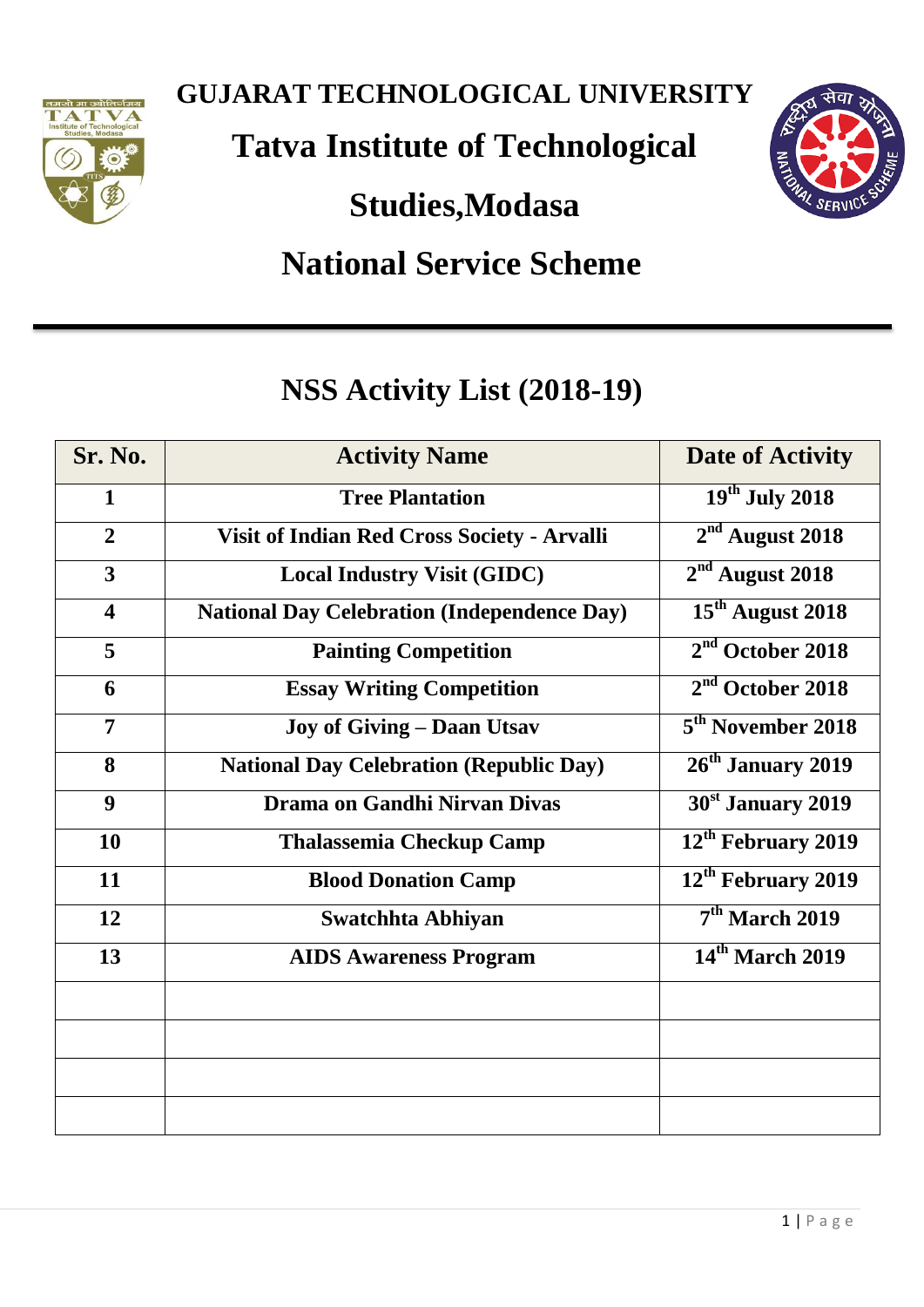# GUJARAT TECHNOLOGICAL UNIVERSITY

# Tatva Institute of Technological Studies,Modasa

# National Service Scheme

## NSS Activity List (2018-19)

| Sr. No. | Activity Name | Date of Activity |
|---|---|---|
| 1 | Tree Plantation | 19th July 2018 |
| 2 | Visit of Indian Red Cross Society - Arvalli | 2nd August 2018 |
| 3 | Local Industry Visit (GIDC) | 2nd August 2018 |
| 4 | National Day Celebration (Independence Day) | 15th August 2018 |
| 5 | Painting Competition | 2nd October 2018 |
| 6 | Essay Writing Competition | 2nd October 2018 |
| 7 | Joy of Giving – Daan Utsav | 5th November 2018 |
| 8 | National Day Celebration (Republic Day) | 26th January 2019 |
| 9 | Drama on Gandhi Nirvan Divas | 30st January 2019 |
| 10 | Thalassemia Checkup Camp | 12th February 2019 |
| 11 | Blood Donation Camp | 12th February 2019 |
| 12 | Swatchhta Abhiyan | 7th March 2019 |
| 13 | AIDS Awareness Program | 14th March 2019 |
| | | |
| | | |
| | | |
| | | |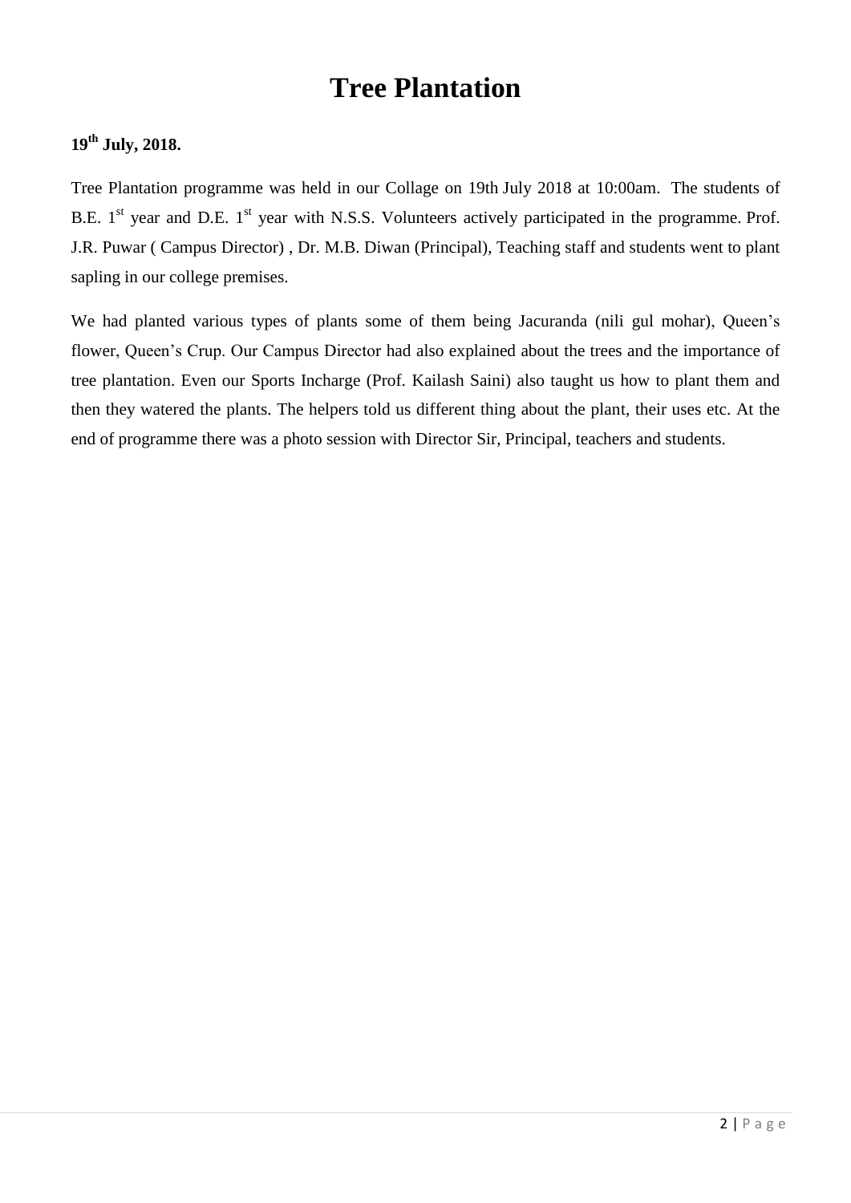# Tree Plantation

**19th July, 2018.**

Tree Plantation programme was held in our Collage on 19th July 2018 at 10:00am. The students of B.E. 1st year and D.E. 1st year with N.S.S. Volunteers actively participated in the programme. Prof. J.R. Puwar ( Campus Director) , Dr. M.B. Diwan (Principal), Teaching staff and students went to plant sapling in our college premises.

We had planted various types of plants some of them being Jacuranda (nili gul mohar), Queen's flower, Queen's Crup. Our Campus Director had also explained about the trees and the importance of tree plantation. Even our Sports Incharge (Prof. Kailash Saini) also taught us how to plant them and then they watered the plants. The helpers told us different thing about the plant, their uses etc. At the end of programme there was a photo session with Director Sir, Principal, teachers and students.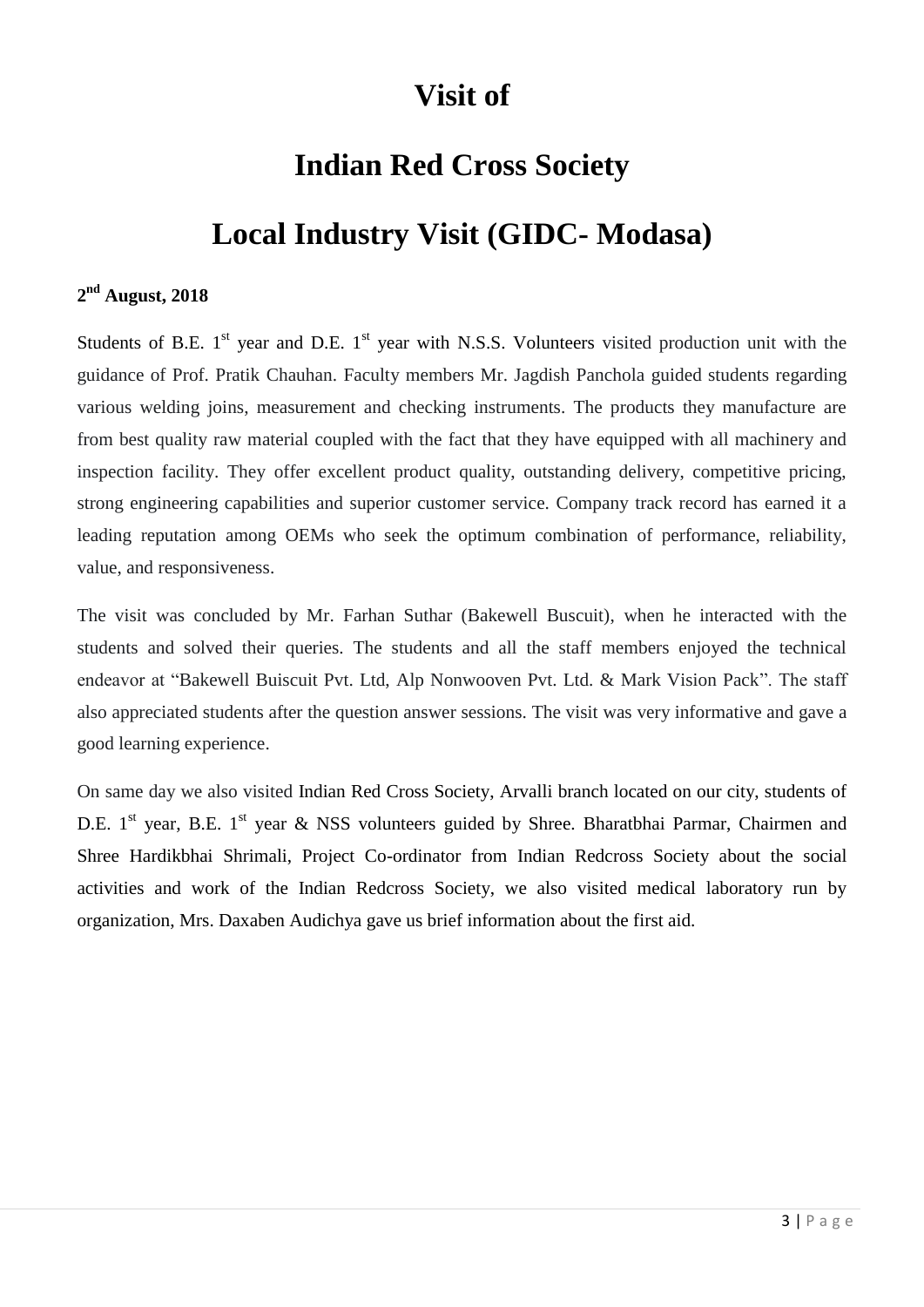# Visit of

# Indian Red Cross Society

# Local Industry Visit (GIDC- Modasa)

**2nd August, 2018**

Students of B.E. 1st year and D.E. 1st year with N.S.S. Volunteers visited production unit with the guidance of Prof. Pratik Chauhan. Faculty members Mr. Jagdish Panchola guided students regarding various welding joins, measurement and checking instruments. The products they manufacture are from best quality raw material coupled with the fact that they have equipped with all machinery and inspection facility. They offer excellent product quality, outstanding delivery, competitive pricing, strong engineering capabilities and superior customer service. Company track record has earned it a leading reputation among OEMs who seek the optimum combination of performance, reliability, value, and responsiveness.

The visit was concluded by Mr. Farhan Suthar (Bakewell Buscuit), when he interacted with the students and solved their queries. The students and all the staff members enjoyed the technical endeavor at "Bakewell Buiscuit Pvt. Ltd, Alp Nonwooven Pvt. Ltd. & Mark Vision Pack". The staff also appreciated students after the question answer sessions. The visit was very informative and gave a good learning experience.

On same day we also visited Indian Red Cross Society, Arvalli branch located on our city, students of D.E. 1st year, B.E. 1st year & NSS volunteers guided by Shree. Bharatbhai Parmar, Chairmen and Shree Hardikbhai Shrimali, Project Co-ordinator from Indian Redcross Society about the social activities and work of the Indian Redcross Society, we also visited medical laboratory run by organization, Mrs. Daxaben Audichya gave us brief information about the first aid.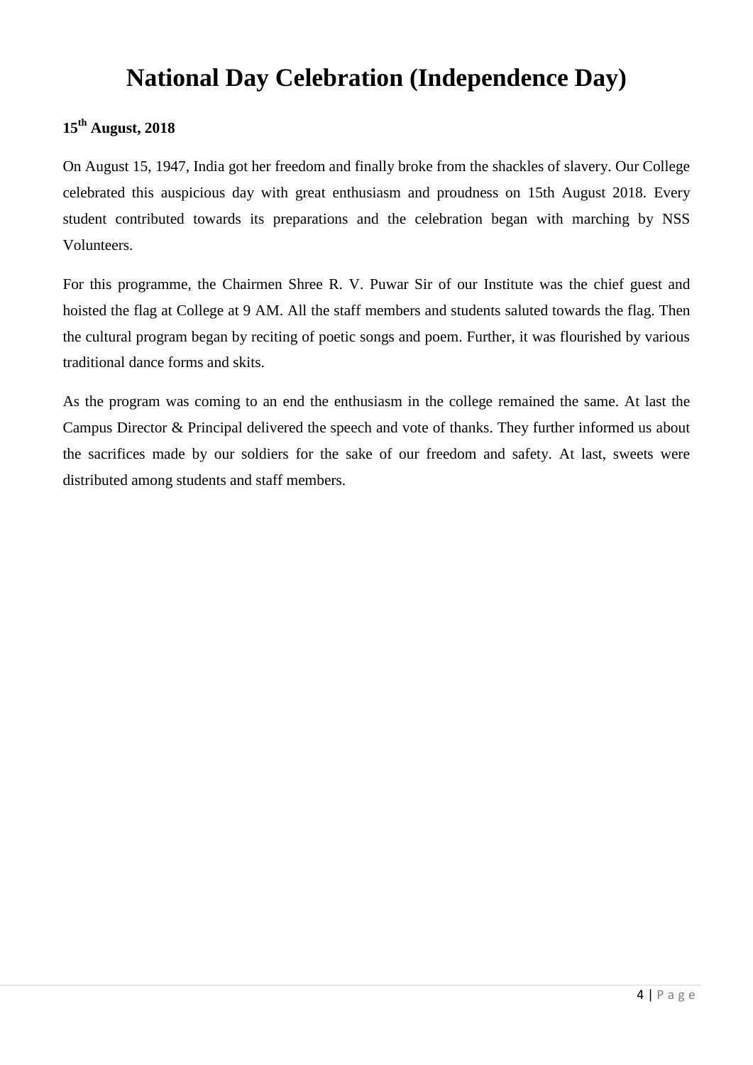# National Day Celebration (Independence Day)

**15th August, 2018**

On August 15, 1947, India got her freedom and finally broke from the shackles of slavery. Our College celebrated this auspicious day with great enthusiasm and proudness on 15th August 2018. Every student contributed towards its preparations and the celebration began with marching by NSS Volunteers.

For this programme, the Chairmen Shree R. V. Puwar Sir of our Institute was the chief guest and hoisted the flag at College at 9 AM. All the staff members and students saluted towards the flag. Then the cultural program began by reciting of poetic songs and poem. Further, it was flourished by various traditional dance forms and skits.

As the program was coming to an end the enthusiasm in the college remained the same. At last the Campus Director & Principal delivered the speech and vote of thanks. They further informed us about the sacrifices made by our soldiers for the sake of our freedom and safety. At last, sweets were distributed among students and staff members.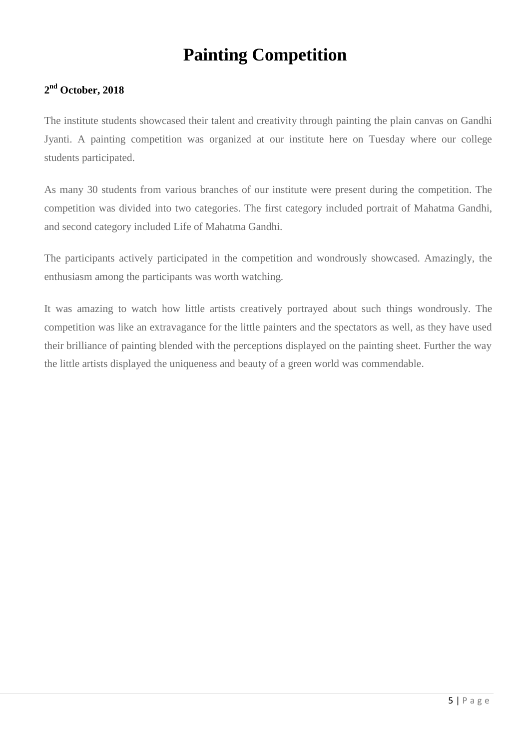# Painting Competition

**2nd October, 2018**

The institute students showcased their talent and creativity through painting the plain canvas on Gandhi Jyanti. A painting competition was organized at our institute here on Tuesday where our college students participated.

As many 30 students from various branches of our institute were present during the competition. The competition was divided into two categories. The first category included portrait of Mahatma Gandhi, and second category included Life of Mahatma Gandhi.

The participants actively participated in the competition and wondrously showcased. Amazingly, the enthusiasm among the participants was worth watching.

It was amazing to watch how little artists creatively portrayed about such things wondrously. The competition was like an extravagance for the little painters and the spectators as well, as they have used their brilliance of painting blended with the perceptions displayed on the painting sheet. Further the way the little artists displayed the uniqueness and beauty of a green world was commendable.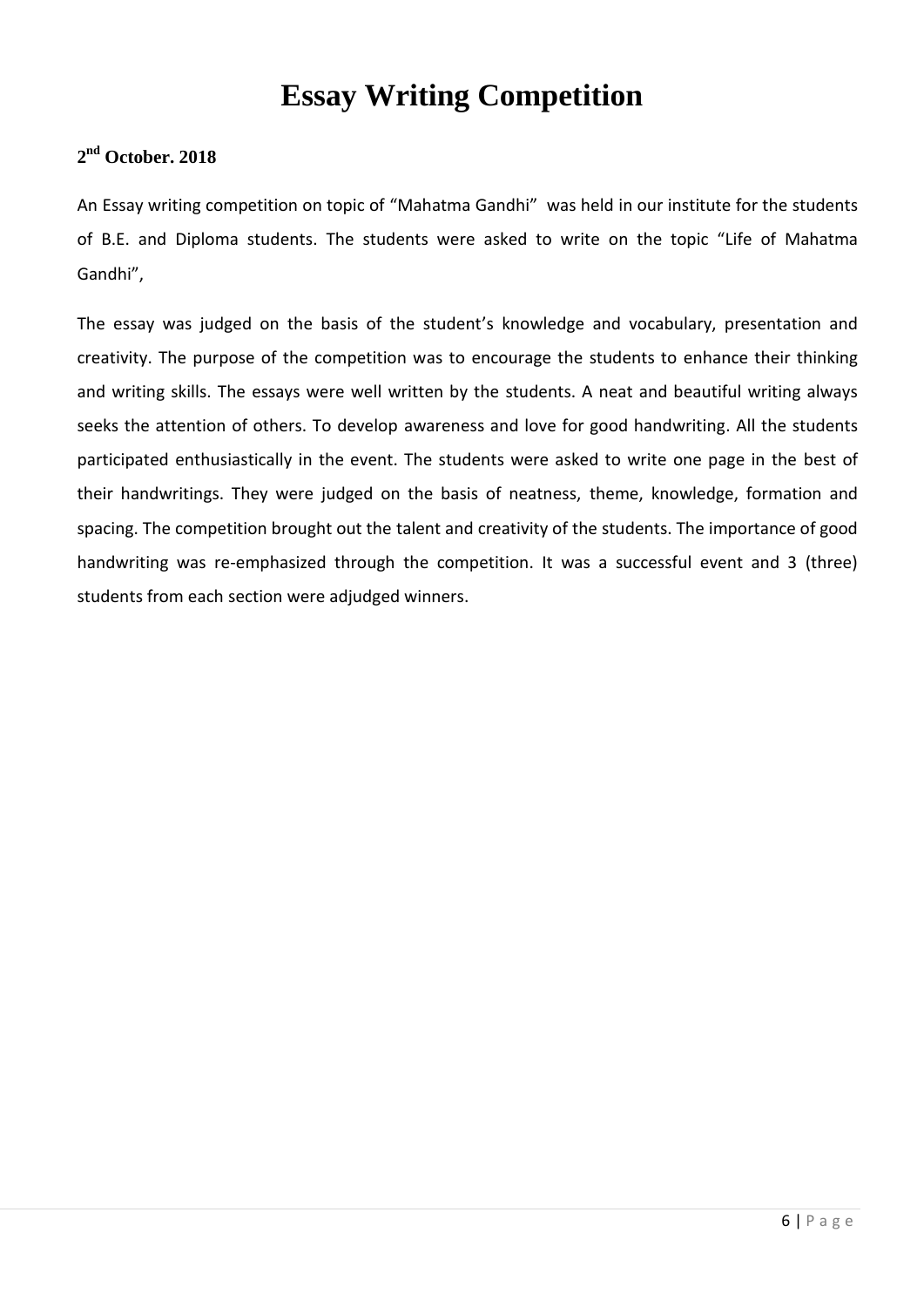# Essay Writing Competition

**2nd October. 2018**

An Essay writing competition on topic of "Mahatma Gandhi"  was held in our institute for the students of B.E. and Diploma students. The students were asked to write on the topic "Life of Mahatma Gandhi",

The essay was judged on the basis of the student's knowledge and vocabulary, presentation and creativity. The purpose of the competition was to encourage the students to enhance their thinking and writing skills. The essays were well written by the students. A neat and beautiful writing always seeks the attention of others. To develop awareness and love for good handwriting. All the students participated enthusiastically in the event. The students were asked to write one page in the best of their handwritings. They were judged on the basis of neatness, theme, knowledge, formation and spacing. The competition brought out the talent and creativity of the students. The importance of good handwriting was re-emphasized through the competition. It was a successful event and 3 (three) students from each section were adjudged winners.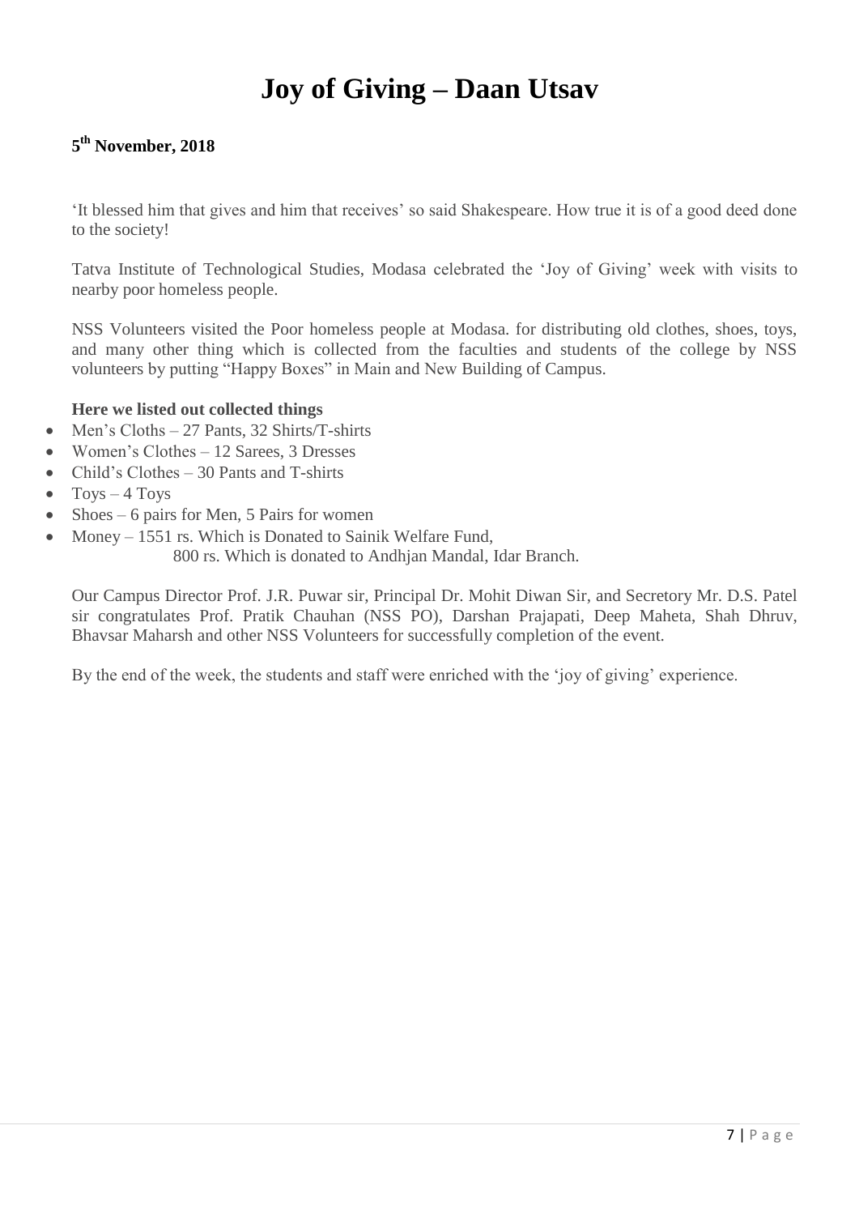# Joy of Giving – Daan Utsav

**5th November, 2018**

'It blessed him that gives and him that receives' so said Shakespeare. How true it is of a good deed done to the society!

Tatva Institute of Technological Studies, Modasa celebrated the 'Joy of Giving' week with visits to nearby poor homeless people.

NSS Volunteers visited the Poor homeless people at Modasa. for distributing old clothes, shoes, toys, and many other thing which is collected from the faculties and students of the college by NSS volunteers by putting "Happy Boxes" in Main and New Building of Campus.

**Here we listed out collected things**

- Men's Cloths – 27 Pants, 32 Shirts/T-shirts
- Women's Clothes – 12 Sarees, 3 Dresses
- Child's Clothes – 30 Pants and T-shirts
- Toys – 4 Toys
- Shoes – 6 pairs for Men, 5 Pairs for women
- Money – 1551 rs. Which is Donated to Sainik Welfare Fund,
  800 rs. Which is donated to Andhjan Mandal, Idar Branch.

Our Campus Director Prof. J.R. Puwar sir, Principal Dr. Mohit Diwan Sir, and Secretory Mr. D.S. Patel sir congratulates Prof. Pratik Chauhan (NSS PO), Darshan Prajapati, Deep Maheta, Shah Dhruv, Bhavsar Maharsh and other NSS Volunteers for successfully completion of the event.

By the end of the week, the students and staff were enriched with the 'joy of giving' experience.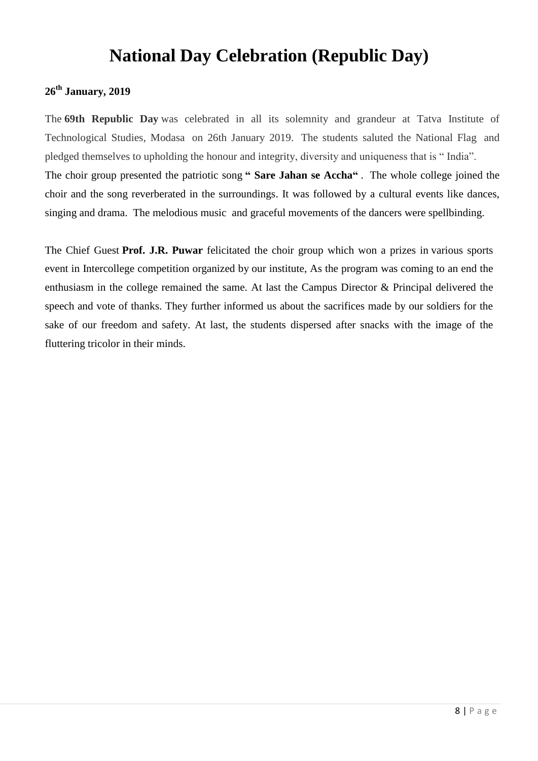# National Day Celebration (Republic Day)

**26th January, 2019**

The **69th Republic Day** was celebrated in all its solemnity and grandeur at Tatva Institute of Technological Studies, Modasa on 26th January 2019. The students saluted the National Flag and pledged themselves to upholding the honour and integrity, diversity and uniqueness that is " India".
The choir group presented the patriotic song **" Sare Jahan se Accha"** . The whole college joined the choir and the song reverberated in the surroundings. It was followed by a cultural events like dances, singing and drama. The melodious music and graceful movements of the dancers were spellbinding.

The Chief Guest **Prof. J.R. Puwar** felicitated the choir group which won a prizes in various sports event in Intercollege competition organized by our institute, As the program was coming to an end the enthusiasm in the college remained the same. At last the Campus Director & Principal delivered the speech and vote of thanks. They further informed us about the sacrifices made by our soldiers for the sake of our freedom and safety. At last, the students dispersed after snacks with the image of the fluttering tricolor in their minds.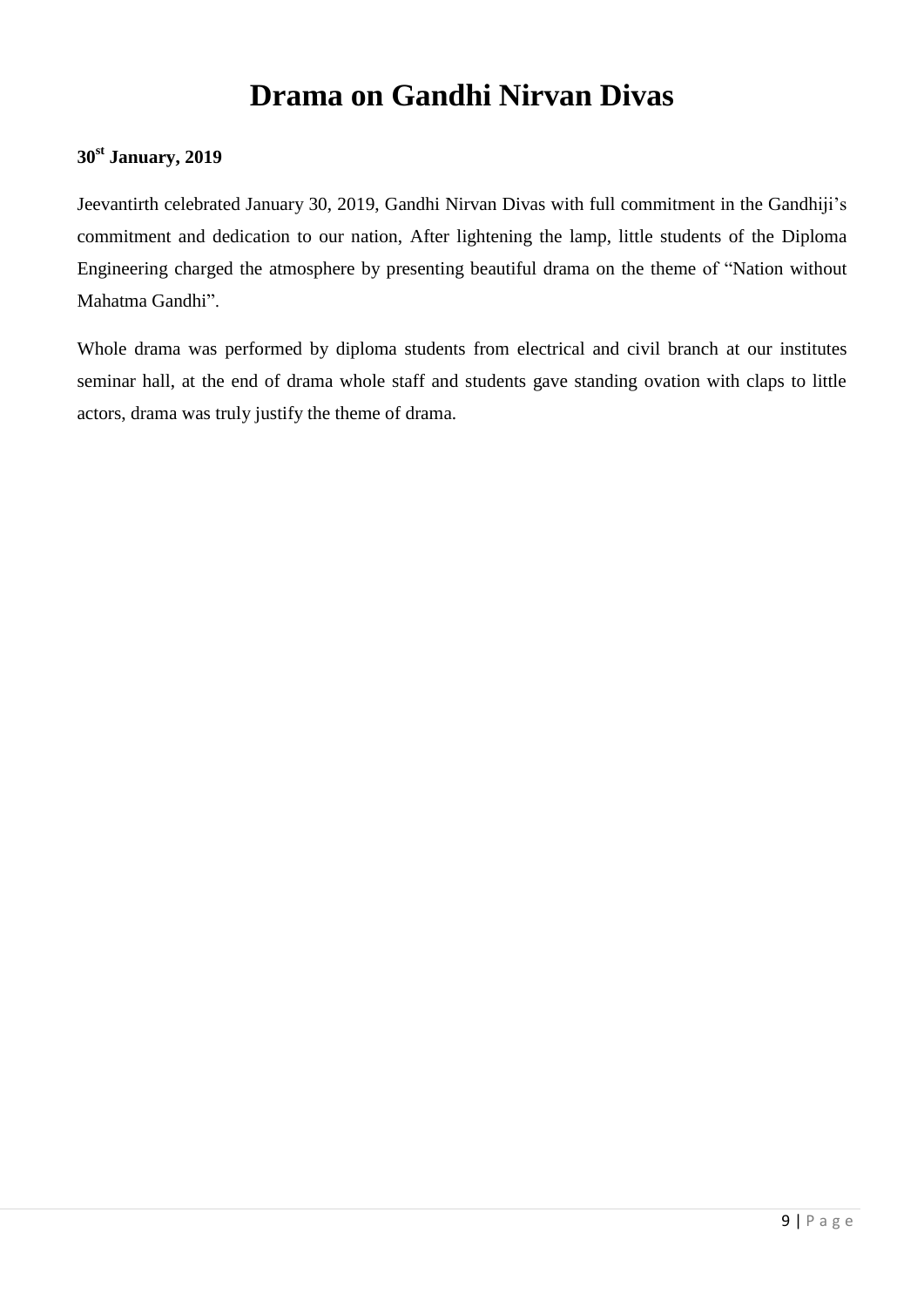# Drama on Gandhi Nirvan Divas

**30st January, 2019**

Jeevantirth celebrated January 30, 2019, Gandhi Nirvan Divas with full commitment in the Gandhiji's commitment and dedication to our nation, After lightening the lamp, little students of the Diploma Engineering charged the atmosphere by presenting beautiful drama on the theme of "Nation without Mahatma Gandhi".

Whole drama was performed by diploma students from electrical and civil branch at our institutes seminar hall, at the end of drama whole staff and students gave standing ovation with claps to little actors, drama was truly justify the theme of drama.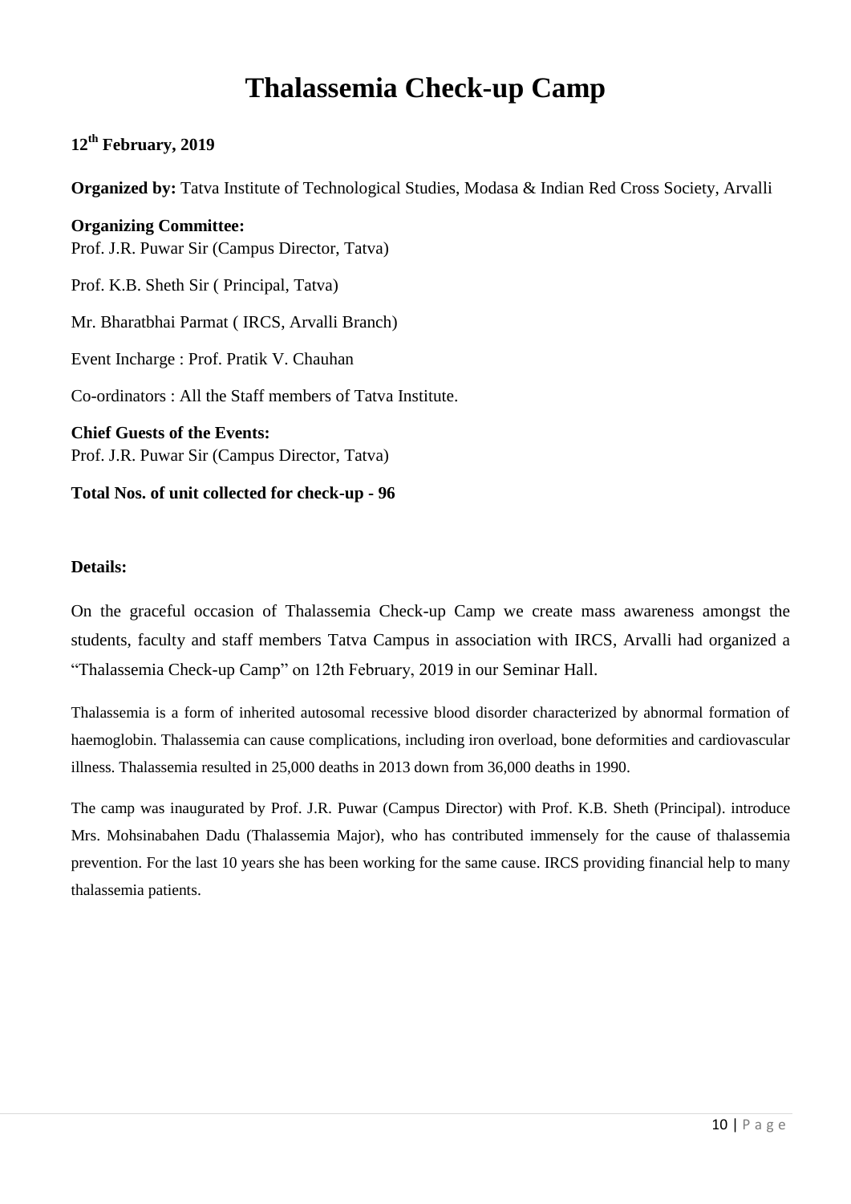# Thalassemia Check-up Camp

**12th February, 2019**

**Organized by:** Tatva Institute of Technological Studies, Modasa & Indian Red Cross Society, Arvalli

**Organizing Committee:**
Prof. J.R. Puwar Sir (Campus Director, Tatva)

Prof. K.B. Sheth Sir ( Principal, Tatva)

Mr. Bharatbhai Parmat ( IRCS, Arvalli Branch)

Event Incharge : Prof. Pratik V. Chauhan

Co-ordinators : All the Staff members of Tatva Institute.

**Chief Guests of the Events:**
Prof. J.R. Puwar Sir (Campus Director, Tatva)

**Total Nos. of unit collected for check-up - 96**

**Details:**

On the graceful occasion of Thalassemia Check-up Camp we create mass awareness amongst the students, faculty and staff members Tatva Campus in association with IRCS, Arvalli had organized a "Thalassemia Check-up Camp" on 12th February, 2019 in our Seminar Hall.

Thalassemia is a form of inherited autosomal recessive blood disorder characterized by abnormal formation of haemoglobin. Thalassemia can cause complications, including iron overload, bone deformities and cardiovascular illness. Thalassemia resulted in 25,000 deaths in 2013 down from 36,000 deaths in 1990.

The camp was inaugurated by Prof. J.R. Puwar (Campus Director) with Prof. K.B. Sheth (Principal). introduce Mrs. Mohsinabahen Dadu (Thalassemia Major), who has contributed immensely for the cause of thalassemia prevention. For the last 10 years she has been working for the same cause. IRCS providing financial help to many thalassemia patients.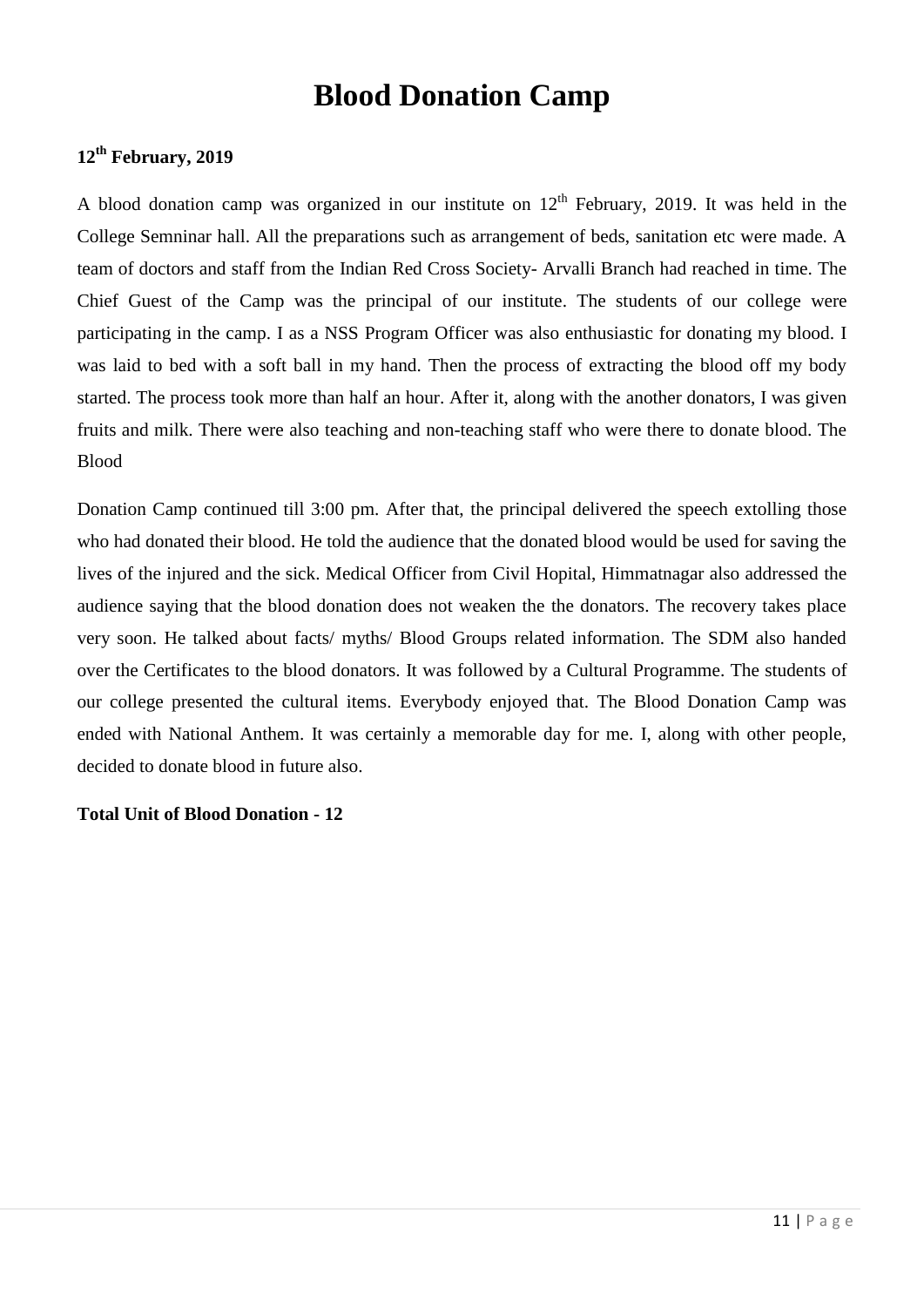# Blood Donation Camp

**12th February, 2019**

A blood donation camp was organized in our institute on 12th February, 2019. It was held in the College Semninar hall. All the preparations such as arrangement of beds, sanitation etc were made. A team of doctors and staff from the Indian Red Cross Society- Arvalli Branch had reached in time. The Chief Guest of the Camp was the principal of our institute. The students of our college were participating in the camp. I as a NSS Program Officer was also enthusiastic for donating my blood. I was laid to bed with a soft ball in my hand. Then the process of extracting the blood off my body started. The process took more than half an hour. After it, along with the another donators, I was given fruits and milk. There were also teaching and non-teaching staff who were there to donate blood. The Blood

Donation Camp continued till 3:00 pm. After that, the principal delivered the speech extolling those who had donated their blood. He told the audience that the donated blood would be used for saving the lives of the injured and the sick. Medical Officer from Civil Hopital, Himmatnagar also addressed the audience saying that the blood donation does not weaken the the donators. The recovery takes place very soon. He talked about facts/ myths/ Blood Groups related information. The SDM also handed over the Certificates to the blood donators. It was followed by a Cultural Programme. The students of our college presented the cultural items. Everybody enjoyed that. The Blood Donation Camp was ended with National Anthem. It was certainly a memorable day for me. I, along with other people, decided to donate blood in future also.

**Total Unit of Blood Donation - 12**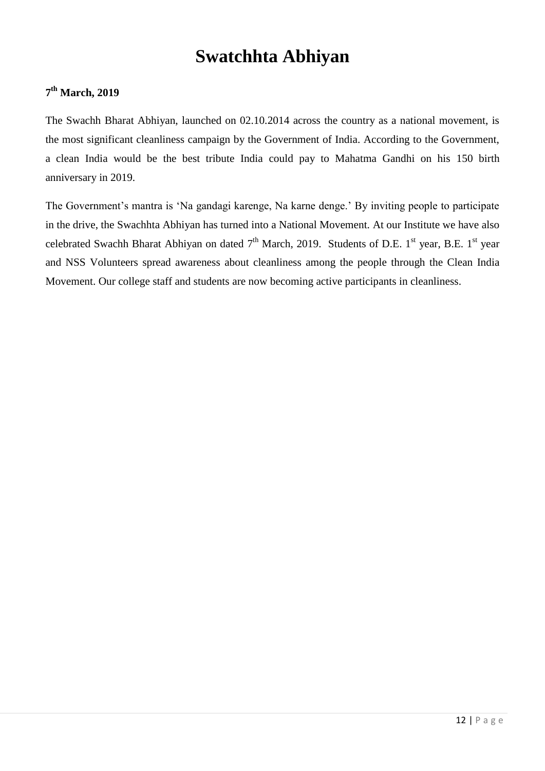# Swatchhta Abhiyan

**7th March, 2019**

The Swachh Bharat Abhiyan, launched on 02.10.2014 across the country as a national movement, is the most significant cleanliness campaign by the Government of India. According to the Government, a clean India would be the best tribute India could pay to Mahatma Gandhi on his 150 birth anniversary in 2019.

The Government's mantra is 'Na gandagi karenge, Na karne denge.' By inviting people to participate in the drive, the Swachhta Abhiyan has turned into a National Movement. At our Institute we have also celebrated Swachh Bharat Abhiyan on dated 7th March, 2019. Students of D.E. 1st year, B.E. 1st year and NSS Volunteers spread awareness about cleanliness among the people through the Clean India Movement. Our college staff and students are now becoming active participants in cleanliness.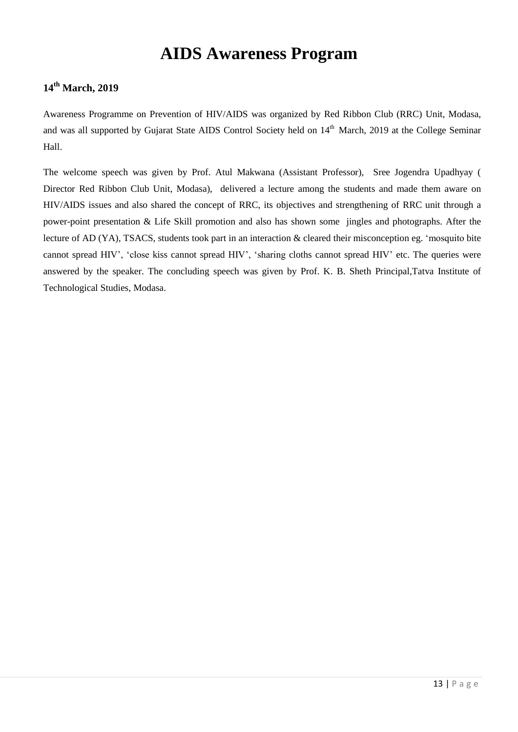# AIDS Awareness Program

**14th March, 2019**

Awareness Programme on Prevention of HIV/AIDS was organized by Red Ribbon Club (RRC) Unit, Modasa, and was all supported by Gujarat State AIDS Control Society held on 14th March, 2019 at the College Seminar Hall.

The welcome speech was given by Prof. Atul Makwana (Assistant Professor), Sree Jogendra Upadhyay ( Director Red Ribbon Club Unit, Modasa), delivered a lecture among the students and made them aware on HIV/AIDS issues and also shared the concept of RRC, its objectives and strengthening of RRC unit through a power-point presentation & Life Skill promotion and also has shown some jingles and photographs. After the lecture of AD (YA), TSACS, students took part in an interaction & cleared their misconception eg. 'mosquito bite cannot spread HIV', 'close kiss cannot spread HIV', 'sharing cloths cannot spread HIV' etc. The queries were answered by the speaker. The concluding speech was given by Prof. K. B. Sheth Principal,Tatva Institute of Technological Studies, Modasa.